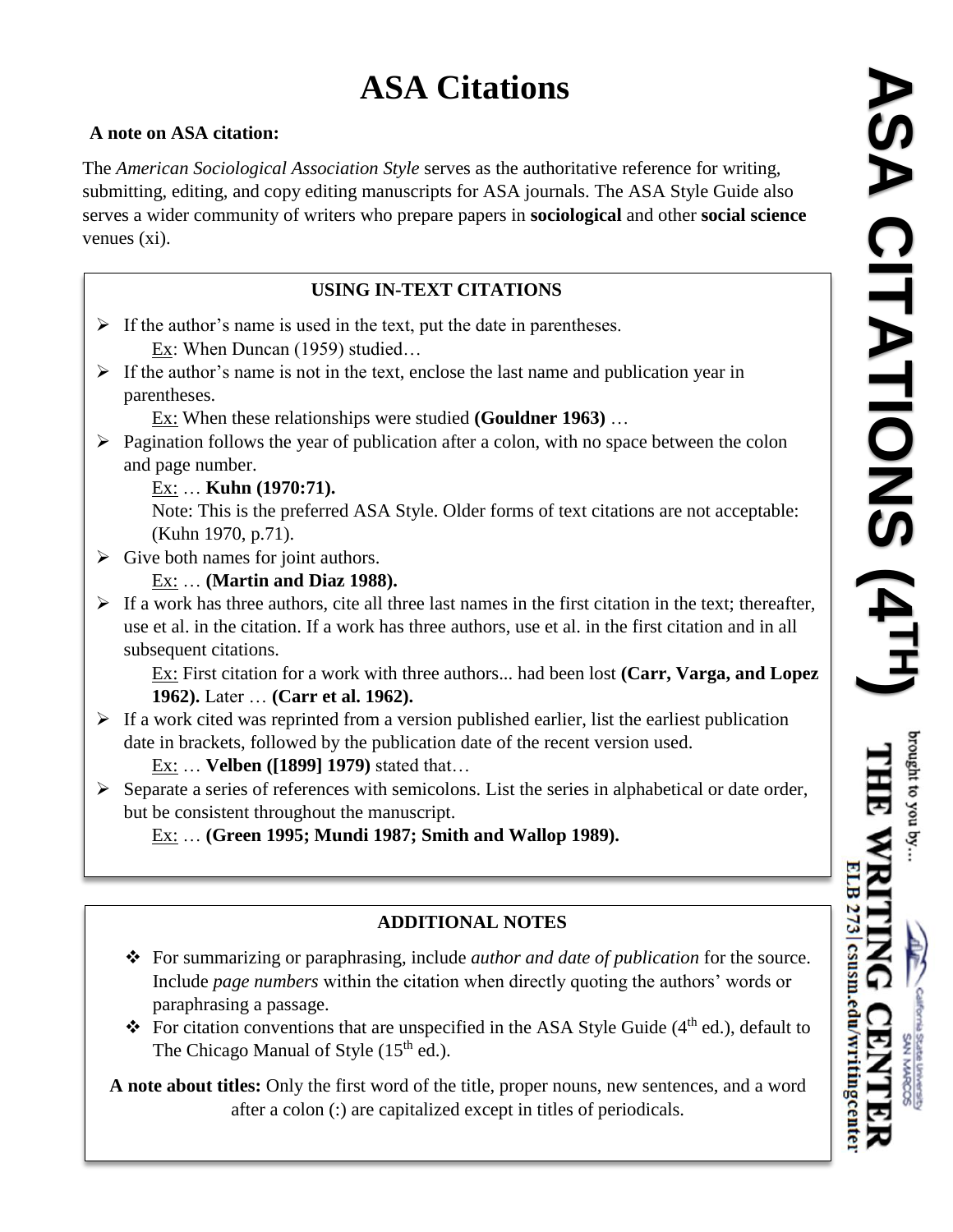# ASA Citations

**A note on ASA citation:**

The *American Sociological Association Style* serves as the authoritative reference for writing, submitting, editing, and copy editing manuscripts for ASA journals. The ASA Style Guide also serves a wider community of writers who prepare papers in **sociological** and other **social science** venues (xi).

## USING IN-TEXT CITATIONS

- If the author's name is used in the text, put the date in parentheses.
  Ex: When Duncan (1959) studied…
- If the author's name is not in the text, enclose the last name and publication year in parentheses.
  Ex: When these relationships were studied **(Gouldner 1963)** …
- Pagination follows the year of publication after a colon, with no space between the colon and page number.
  Ex: … **Kuhn (1970:71).**
  Note: This is the preferred ASA Style. Older forms of text citations are not acceptable: (Kuhn 1970, p.71).
- Give both names for joint authors.
  Ex: … **(Martin and Diaz 1988).**
- If a work has three authors, cite all three last names in the first citation in the text; thereafter, use et al. in the citation. If a work has three authors, use et al. in the first citation and in all subsequent citations.
  Ex: First citation for a work with three authors... had been lost **(Carr, Varga, and Lopez 1962).** Later … **(Carr et al. 1962).**
- If a work cited was reprinted from a version published earlier, list the earliest publication date in brackets, followed by the publication date of the recent version used.
  Ex: … **Velben ([1899] 1979)** stated that…
- Separate a series of references with semicolons. List the series in alphabetical or date order, but be consistent throughout the manuscript.
  Ex: … **(Green 1995; Mundi 1987; Smith and Wallop 1989).**

## ADDITIONAL NOTES

- For summarizing or paraphrasing, include *author and date of publication* for the source. Include *page numbers* within the citation when directly quoting the authors' words or paraphrasing a passage.
- For citation conventions that are unspecified in the ASA Style Guide (4th ed.), default to The Chicago Manual of Style (15th ed.).

**A note about titles:** Only the first word of the title, proper nouns, new sentences, and a word after a colon (:) are capitalized except in titles of periodicals.

ASA CITATIONS (4TH)

brought to you by…
THE WRITING CENTER
ELB 273 | csusm.edu/writingcenter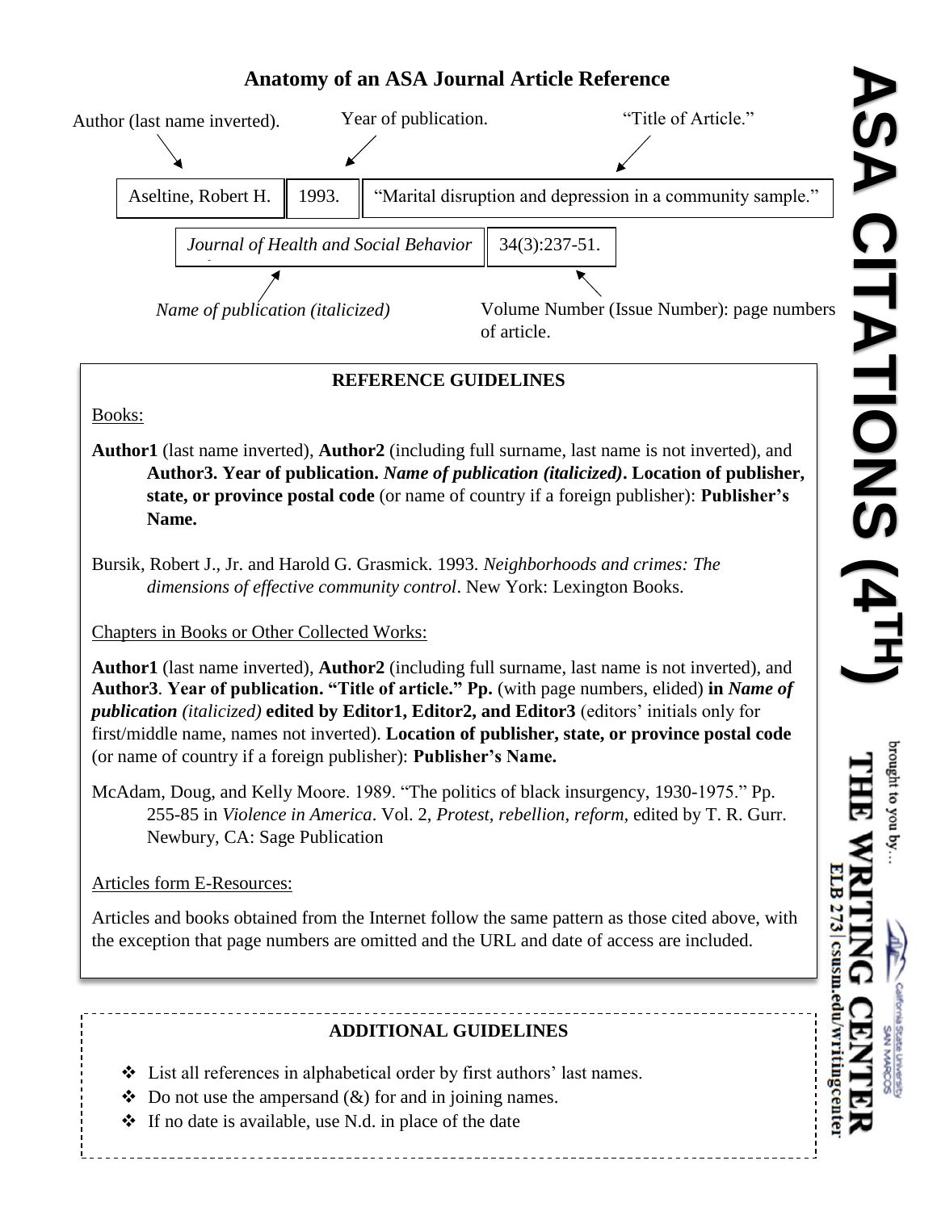# Anatomy of an ASA Journal Article Reference

Author (last name inverted).

Year of publication.

"Title of Article."

Aseltine, Robert H. | 1993. | "Marital disruption and depression in a community sample."

*Journal of Health and Social Behavior* | 34(3):237-51.

*Name of publication (italicized)*

Volume Number (Issue Number): page numbers of article.

## REFERENCE GUIDELINES

Books:

**Author1** (last name inverted), **Author2** (including full surname, last name is not inverted), and **Author3. Year of publication.** ***Name of publication (italicized)*****. Location of publisher, state, or province postal code** (or name of country if a foreign publisher): **Publisher's Name.**

Bursik, Robert J., Jr. and Harold G. Grasmick. 1993. *Neighborhoods and crimes: The dimensions of effective community control*. New York: Lexington Books.

Chapters in Books or Other Collected Works:

**Author1** (last name inverted), **Author2** (including full surname, last name is not inverted), and **Author3**. **Year of publication. "Title of article." Pp.** (with page numbers, elided) **in** ***Name of publication*** *(italicized)* **edited by Editor1, Editor2, and Editor3** (editors' initials only for first/middle name, names not inverted). **Location of publisher, state, or province postal code** (or name of country if a foreign publisher): **Publisher's Name.**

McAdam, Doug, and Kelly Moore. 1989. "The politics of black insurgency, 1930-1975." Pp. 255-85 in *Violence in America*. Vol. 2, *Protest, rebellion, reform,* edited by T. R. Gurr. Newbury, CA: Sage Publication

Articles form E-Resources:

Articles and books obtained from the Internet follow the same pattern as those cited above, with the exception that page numbers are omitted and the URL and date of access are included.

## ADDITIONAL GUIDELINES

- List all references in alphabetical order by first authors' last names.
- Do not use the ampersand (&) for and in joining names.
- If no date is available, use N.d. in place of the date

# ASA CITATIONS (4TH)

brought to you by…

THE WRITING CENTER

ELB 273 | csusm.edu/writingcenter

California State University SAN MARCOS